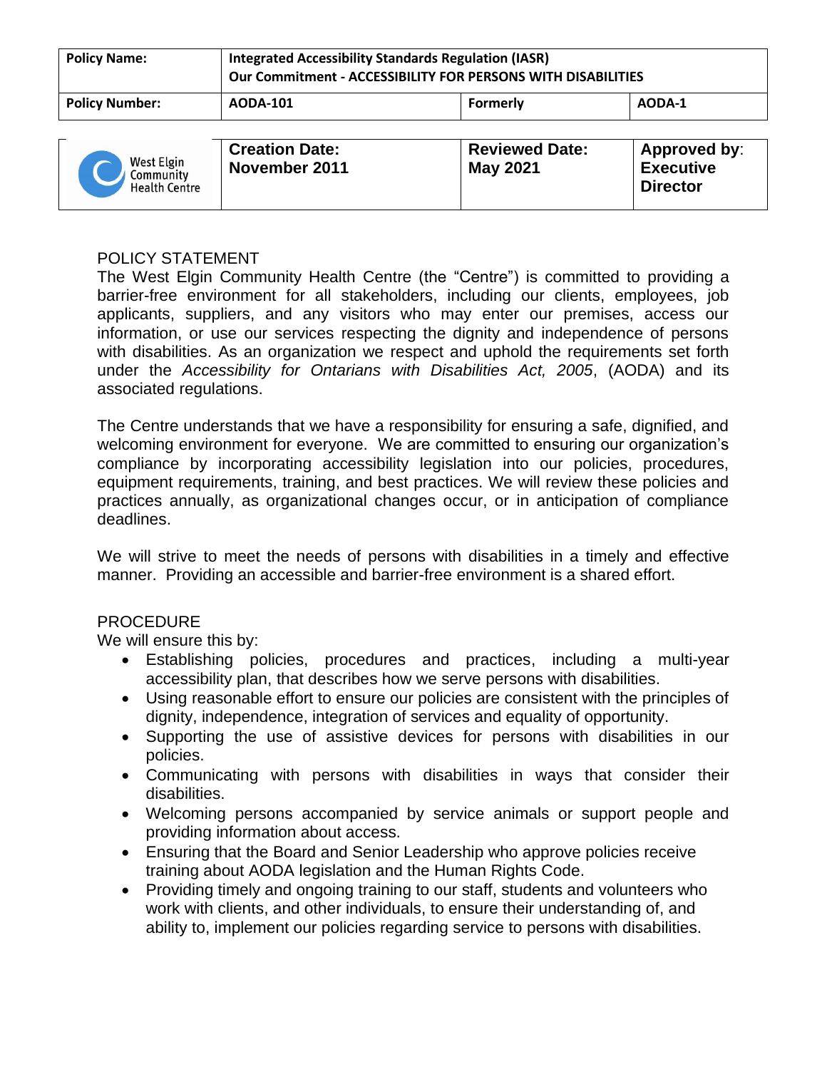| Policy Name: | Integrated Accessibility Standards Regulation (IASR) Our Commitment - ACCESSIBILITY FOR PERSONS WITH DISABILITIES | | |
| --- | --- | --- | --- |
| Policy Number: | AODA-101 | Formerly | AODA-1 |

| West Elgin Community Health Centre | Creation Date: November 2011 | Reviewed Date: May 2021 | Approved by: Executive Director |
| --- | --- | --- | --- |

## POLICY STATEMENT

The West Elgin Community Health Centre (the "Centre") is committed to providing a barrier-free environment for all stakeholders, including our clients, employees, job applicants, suppliers, and any visitors who may enter our premises, access our information, or use our services respecting the dignity and independence of persons with disabilities. As an organization we respect and uphold the requirements set forth under the *Accessibility for Ontarians with Disabilities Act, 2005*, (AODA) and its associated regulations.

The Centre understands that we have a responsibility for ensuring a safe, dignified, and welcoming environment for everyone. We are committed to ensuring our organization's compliance by incorporating accessibility legislation into our policies, procedures, equipment requirements, training, and best practices. We will review these policies and practices annually, as organizational changes occur, or in anticipation of compliance deadlines.

We will strive to meet the needs of persons with disabilities in a timely and effective manner. Providing an accessible and barrier-free environment is a shared effort.

## PROCEDURE

We will ensure this by:

- Establishing policies, procedures and practices, including a multi-year accessibility plan, that describes how we serve persons with disabilities.
- Using reasonable effort to ensure our policies are consistent with the principles of dignity, independence, integration of services and equality of opportunity.
- Supporting the use of assistive devices for persons with disabilities in our policies.
- Communicating with persons with disabilities in ways that consider their disabilities.
- Welcoming persons accompanied by service animals or support people and providing information about access.
- Ensuring that the Board and Senior Leadership who approve policies receive training about AODA legislation and the Human Rights Code.
- Providing timely and ongoing training to our staff, students and volunteers who work with clients, and other individuals, to ensure their understanding of, and ability to, implement our policies regarding service to persons with disabilities.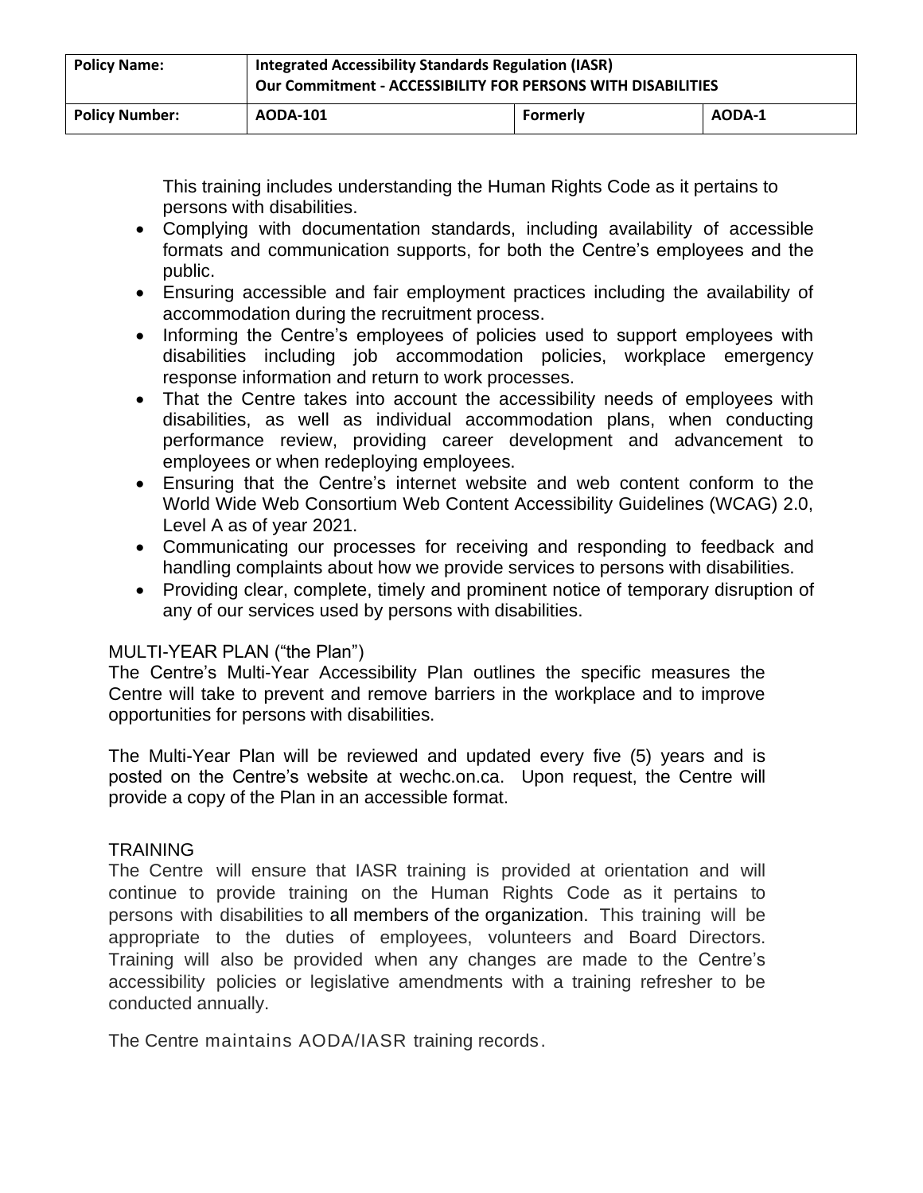This training includes understanding the Human Rights Code as it pertains to persons with disabilities.

- Complying with documentation standards, including availability of accessible formats and communication supports, for both the Centre's employees and the public.
- Ensuring accessible and fair employment practices including the availability of accommodation during the recruitment process.
- Informing the Centre's employees of policies used to support employees with disabilities including job accommodation policies, workplace emergency response information and return to work processes.
- That the Centre takes into account the accessibility needs of employees with disabilities, as well as individual accommodation plans, when conducting performance review, providing career development and advancement to employees or when redeploying employees.
- Ensuring that the Centre's internet website and web content conform to the World Wide Web Consortium Web Content Accessibility Guidelines (WCAG) 2.0, Level A as of year 2021.
- Communicating our processes for receiving and responding to feedback and handling complaints about how we provide services to persons with disabilities.
- Providing clear, complete, timely and prominent notice of temporary disruption of any of our services used by persons with disabilities.

## MULTI-YEAR PLAN ("the Plan")

The Centre's Multi-Year Accessibility Plan outlines the specific measures the Centre will take to prevent and remove barriers in the workplace and to improve opportunities for persons with disabilities.

The Multi-Year Plan will be reviewed and updated every five (5) years and is posted on the Centre's website at wechc.on.ca. Upon request, the Centre will provide a copy of the Plan in an accessible format.

## TRAINING

The Centre will ensure that IASR training is provided at orientation and will continue to provide training on the Human Rights Code as it pertains to persons with disabilities to all members of the organization. This training will be appropriate to the duties of employees, volunteers and Board Directors. Training will also be provided when any changes are made to the Centre's accessibility policies or legislative amendments with a training refresher to be conducted annually.

The Centre maintains AODA/IASR training records.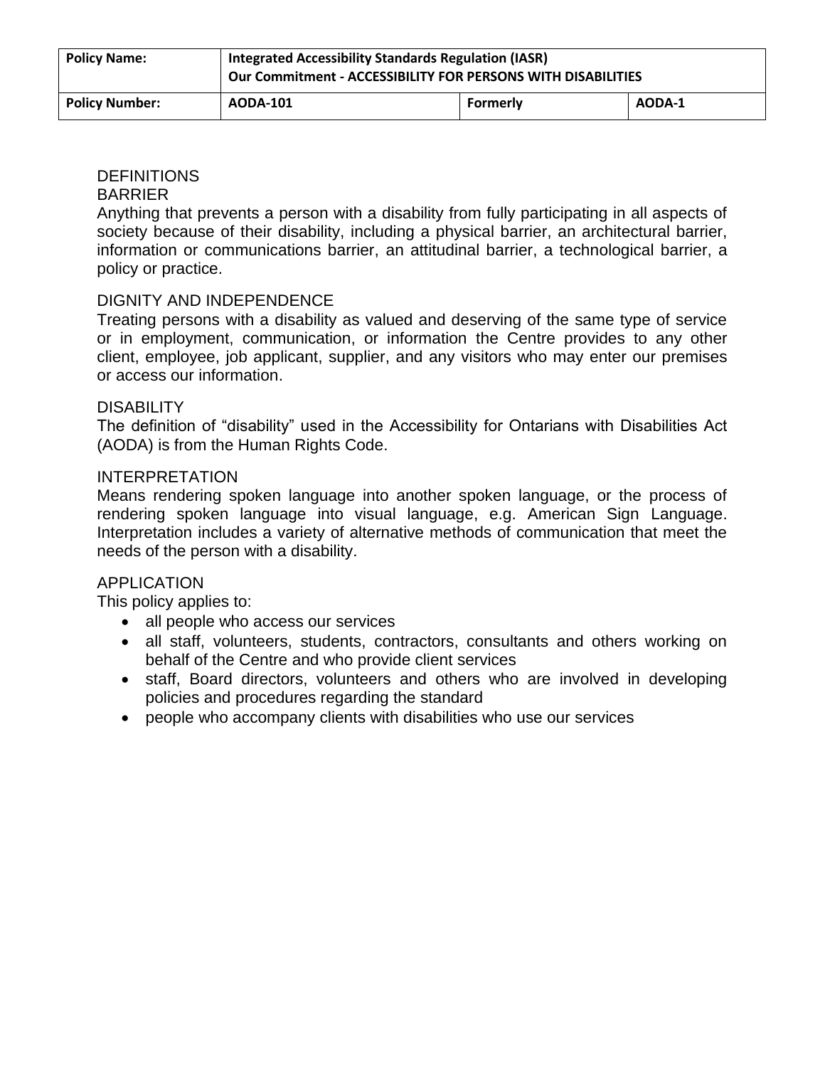| Policy Name: | Integrated Accessibility Standards Regulation (IASR) Our Commitment - ACCESSIBILITY FOR PERSONS WITH DISABILITIES | | |
|---|---|---|---|
| **Policy Number:** | **AODA-101** | **Formerly** | **AODA-1** |

DEFINITIONS

BARRIER

Anything that prevents a person with a disability from fully participating in all aspects of society because of their disability, including a physical barrier, an architectural barrier, information or communications barrier, an attitudinal barrier, a technological barrier, a policy or practice.

DIGNITY AND INDEPENDENCE

Treating persons with a disability as valued and deserving of the same type of service or in employment, communication, or information the Centre provides to any other client, employee, job applicant, supplier, and any visitors who may enter our premises or access our information.

DISABILITY

The definition of "disability" used in the Accessibility for Ontarians with Disabilities Act (AODA) is from the Human Rights Code.

INTERPRETATION

Means rendering spoken language into another spoken language, or the process of rendering spoken language into visual language, e.g. American Sign Language. Interpretation includes a variety of alternative methods of communication that meet the needs of the person with a disability.

APPLICATION

This policy applies to:

- all people who access our services
- all staff, volunteers, students, contractors, consultants and others working on behalf of the Centre and who provide client services
- staff, Board directors, volunteers and others who are involved in developing policies and procedures regarding the standard
- people who accompany clients with disabilities who use our services